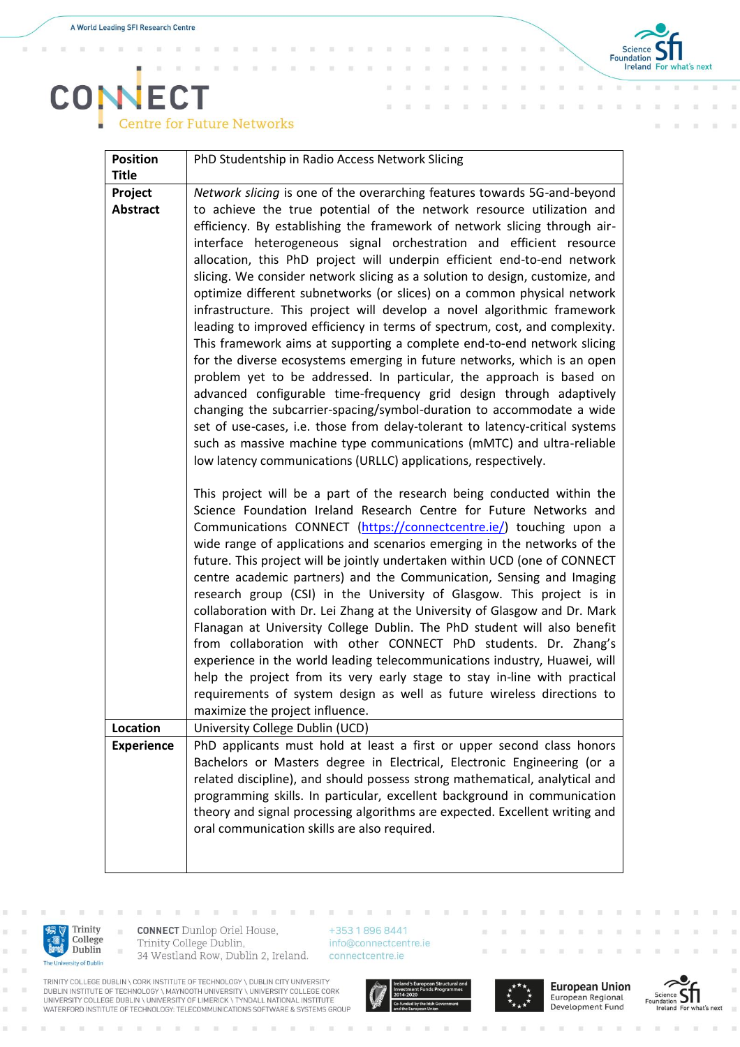| **Position Title** | PhD Studentship in Radio Access Network Slicing |
|---|---|
| **Project Abstract** | *Network slicing* is one of the overarching features towards 5G-and-beyond to achieve the true potential of the network resource utilization and efficiency. By establishing the framework of network slicing through air-interface heterogeneous signal orchestration and efficient resource allocation, this PhD project will underpin efficient end-to-end network slicing. We consider network slicing as a solution to design, customize, and optimize different subnetworks (or slices) on a common physical network infrastructure. This project will develop a novel algorithmic framework leading to improved efficiency in terms of spectrum, cost, and complexity. This framework aims at supporting a complete end-to-end network slicing for the diverse ecosystems emerging in future networks, which is an open problem yet to be addressed. In particular, the approach is based on advanced configurable time-frequency grid design through adaptively changing the subcarrier-spacing/symbol-duration to accommodate a wide set of use-cases, i.e. those from delay-tolerant to latency-critical systems such as massive machine type communications (mMTC) and ultra-reliable low latency communications (URLLC) applications, respectively.<br><br>This project will be a part of the research being conducted within the Science Foundation Ireland Research Centre for Future Networks and Communications CONNECT (https://connectcentre.ie/) touching upon a wide range of applications and scenarios emerging in the networks of the future. This project will be jointly undertaken within UCD (one of CONNECT centre academic partners) and the Communication, Sensing and Imaging research group (CSI) in the University of Glasgow. This project is in collaboration with Dr. Lei Zhang at the University of Glasgow and Dr. Mark Flanagan at University College Dublin. The PhD student will also benefit from collaboration with other CONNECT PhD students. Dr. Zhang's experience in the world leading telecommunications industry, Huawei, will help the project from its very early stage to stay in-line with practical requirements of system design as well as future wireless directions to maximize the project influence. |
| **Location** | University College Dublin (UCD) |
| **Experience** | PhD applicants must hold at least a first or upper second class honors Bachelors or Masters degree in Electrical, Electronic Engineering (or a related discipline), and should possess strong mathematical, analytical and programming skills. In particular, excellent background in communication theory and signal processing algorithms are expected. Excellent writing and oral communication skills are also required. |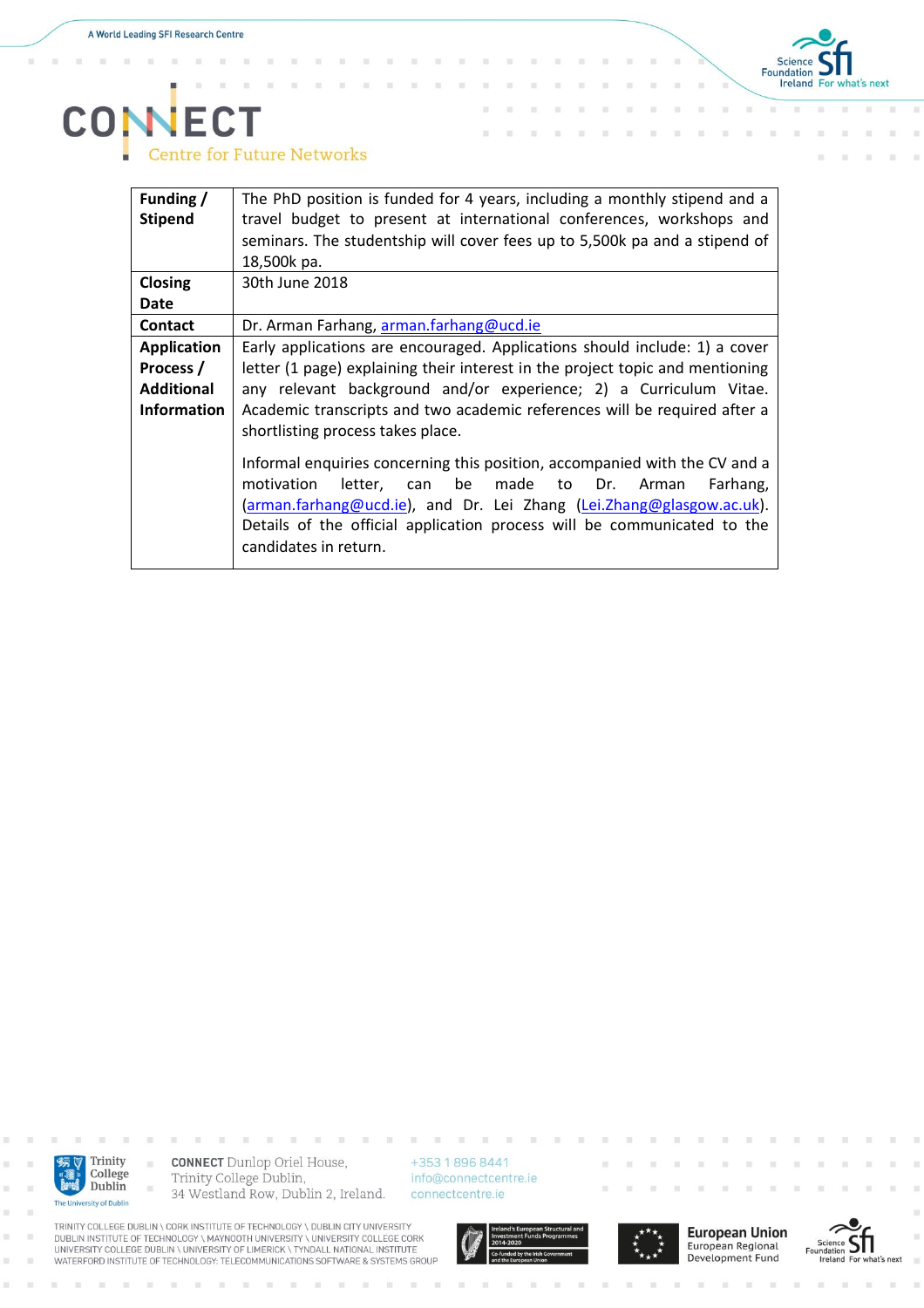| | |
|---|---|
| **Funding / Stipend** | The PhD position is funded for 4 years, including a monthly stipend and a travel budget to present at international conferences, workshops and seminars. The studentship will cover fees up to 5,500k pa and a stipend of 18,500k pa. |
| **Closing Date** | 30th June 2018 |
| **Contact** | Dr. Arman Farhang, arman.farhang@ucd.ie |
| **Application Process / Additional Information** | Early applications are encouraged. Applications should include: 1) a cover letter (1 page) explaining their interest in the project topic and mentioning any relevant background and/or experience; 2) a Curriculum Vitae. Academic transcripts and two academic references will be required after a shortlisting process takes place.<br><br>Informal enquiries concerning this position, accompanied with the CV and a motivation letter, can be made to Dr. Arman Farhang, (arman.farhang@ucd.ie), and Dr. Lei Zhang (Lei.Zhang@glasgow.ac.uk). Details of the official application process will be communicated to the candidates in return. |